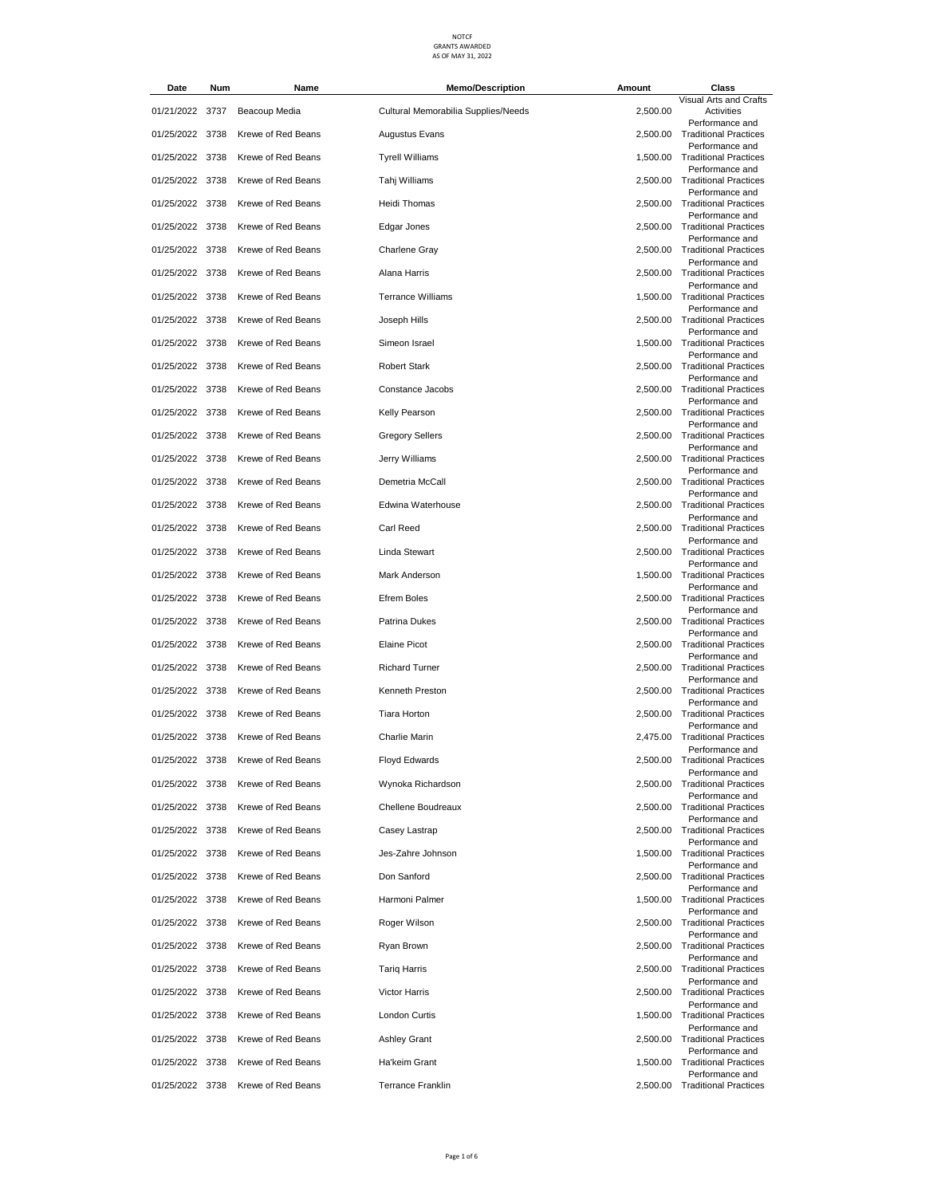NOTCF
GRANTS AWARDED
AS OF MAY 31, 2022

| Date | Num | Name | Memo/Description | Amount | Class |
|---|---|---|---|---|---|
| 01/21/2022 | 3737 | Beacoup Media | Cultural Memorabilia Supplies/Needs | 2,500.00 | Visual Arts and Crafts Activities |
| 01/25/2022 | 3738 | Krewe of Red Beans | Augustus Evans | 2,500.00 | Performance and Traditional Practices |
| 01/25/2022 | 3738 | Krewe of Red Beans | Tyrell Williams | 1,500.00 | Performance and Traditional Practices |
| 01/25/2022 | 3738 | Krewe of Red Beans | Tahj Williams | 2,500.00 | Performance and Traditional Practices |
| 01/25/2022 | 3738 | Krewe of Red Beans | Heidi Thomas | 2,500.00 | Performance and Traditional Practices |
| 01/25/2022 | 3738 | Krewe of Red Beans | Edgar Jones | 2,500.00 | Performance and Traditional Practices |
| 01/25/2022 | 3738 | Krewe of Red Beans | Charlene Gray | 2,500.00 | Performance and Traditional Practices |
| 01/25/2022 | 3738 | Krewe of Red Beans | Alana Harris | 2,500.00 | Performance and Traditional Practices |
| 01/25/2022 | 3738 | Krewe of Red Beans | Terrance Williams | 1,500.00 | Performance and Traditional Practices |
| 01/25/2022 | 3738 | Krewe of Red Beans | Joseph Hills | 2,500.00 | Performance and Traditional Practices |
| 01/25/2022 | 3738 | Krewe of Red Beans | Simeon Israel | 1,500.00 | Performance and Traditional Practices |
| 01/25/2022 | 3738 | Krewe of Red Beans | Robert Stark | 2,500.00 | Performance and Traditional Practices |
| 01/25/2022 | 3738 | Krewe of Red Beans | Constance Jacobs | 2,500.00 | Performance and Traditional Practices |
| 01/25/2022 | 3738 | Krewe of Red Beans | Kelly Pearson | 2,500.00 | Performance and Traditional Practices |
| 01/25/2022 | 3738 | Krewe of Red Beans | Gregory Sellers | 2,500.00 | Performance and Traditional Practices |
| 01/25/2022 | 3738 | Krewe of Red Beans | Jerry Williams | 2,500.00 | Performance and Traditional Practices |
| 01/25/2022 | 3738 | Krewe of Red Beans | Demetria McCall | 2,500.00 | Performance and Traditional Practices |
| 01/25/2022 | 3738 | Krewe of Red Beans | Edwina Waterhouse | 2,500.00 | Performance and Traditional Practices |
| 01/25/2022 | 3738 | Krewe of Red Beans | Carl Reed | 2,500.00 | Performance and Traditional Practices |
| 01/25/2022 | 3738 | Krewe of Red Beans | Linda Stewart | 2,500.00 | Performance and Traditional Practices |
| 01/25/2022 | 3738 | Krewe of Red Beans | Mark Anderson | 1,500.00 | Performance and Traditional Practices |
| 01/25/2022 | 3738 | Krewe of Red Beans | Efrem Boles | 2,500.00 | Performance and Traditional Practices |
| 01/25/2022 | 3738 | Krewe of Red Beans | Patrina Dukes | 2,500.00 | Performance and Traditional Practices |
| 01/25/2022 | 3738 | Krewe of Red Beans | Elaine Picot | 2,500.00 | Performance and Traditional Practices |
| 01/25/2022 | 3738 | Krewe of Red Beans | Richard Turner | 2,500.00 | Performance and Traditional Practices |
| 01/25/2022 | 3738 | Krewe of Red Beans | Kenneth Preston | 2,500.00 | Performance and Traditional Practices |
| 01/25/2022 | 3738 | Krewe of Red Beans | Tiara Horton | 2,500.00 | Performance and Traditional Practices |
| 01/25/2022 | 3738 | Krewe of Red Beans | Charlie Marin | 2,475.00 | Performance and Traditional Practices |
| 01/25/2022 | 3738 | Krewe of Red Beans | Floyd Edwards | 2,500.00 | Performance and Traditional Practices |
| 01/25/2022 | 3738 | Krewe of Red Beans | Wynoka Richardson | 2,500.00 | Performance and Traditional Practices |
| 01/25/2022 | 3738 | Krewe of Red Beans | Chellene Boudreaux | 2,500.00 | Performance and Traditional Practices |
| 01/25/2022 | 3738 | Krewe of Red Beans | Casey Lastrap | 2,500.00 | Performance and Traditional Practices |
| 01/25/2022 | 3738 | Krewe of Red Beans | Jes-Zahre Johnson | 1,500.00 | Performance and Traditional Practices |
| 01/25/2022 | 3738 | Krewe of Red Beans | Don Sanford | 2,500.00 | Performance and Traditional Practices |
| 01/25/2022 | 3738 | Krewe of Red Beans | Harmoni Palmer | 1,500.00 | Performance and Traditional Practices |
| 01/25/2022 | 3738 | Krewe of Red Beans | Roger Wilson | 2,500.00 | Performance and Traditional Practices |
| 01/25/2022 | 3738 | Krewe of Red Beans | Ryan Brown | 2,500.00 | Performance and Traditional Practices |
| 01/25/2022 | 3738 | Krewe of Red Beans | Tariq Harris | 2,500.00 | Performance and Traditional Practices |
| 01/25/2022 | 3738 | Krewe of Red Beans | Victor Harris | 2,500.00 | Performance and Traditional Practices |
| 01/25/2022 | 3738 | Krewe of Red Beans | London Curtis | 1,500.00 | Performance and Traditional Practices |
| 01/25/2022 | 3738 | Krewe of Red Beans | Ashley Grant | 2,500.00 | Performance and Traditional Practices |
| 01/25/2022 | 3738 | Krewe of Red Beans | Ha'keim Grant | 1,500.00 | Performance and Traditional Practices |
| 01/25/2022 | 3738 | Krewe of Red Beans | Terrance Franklin | 2,500.00 | Performance and Traditional Practices |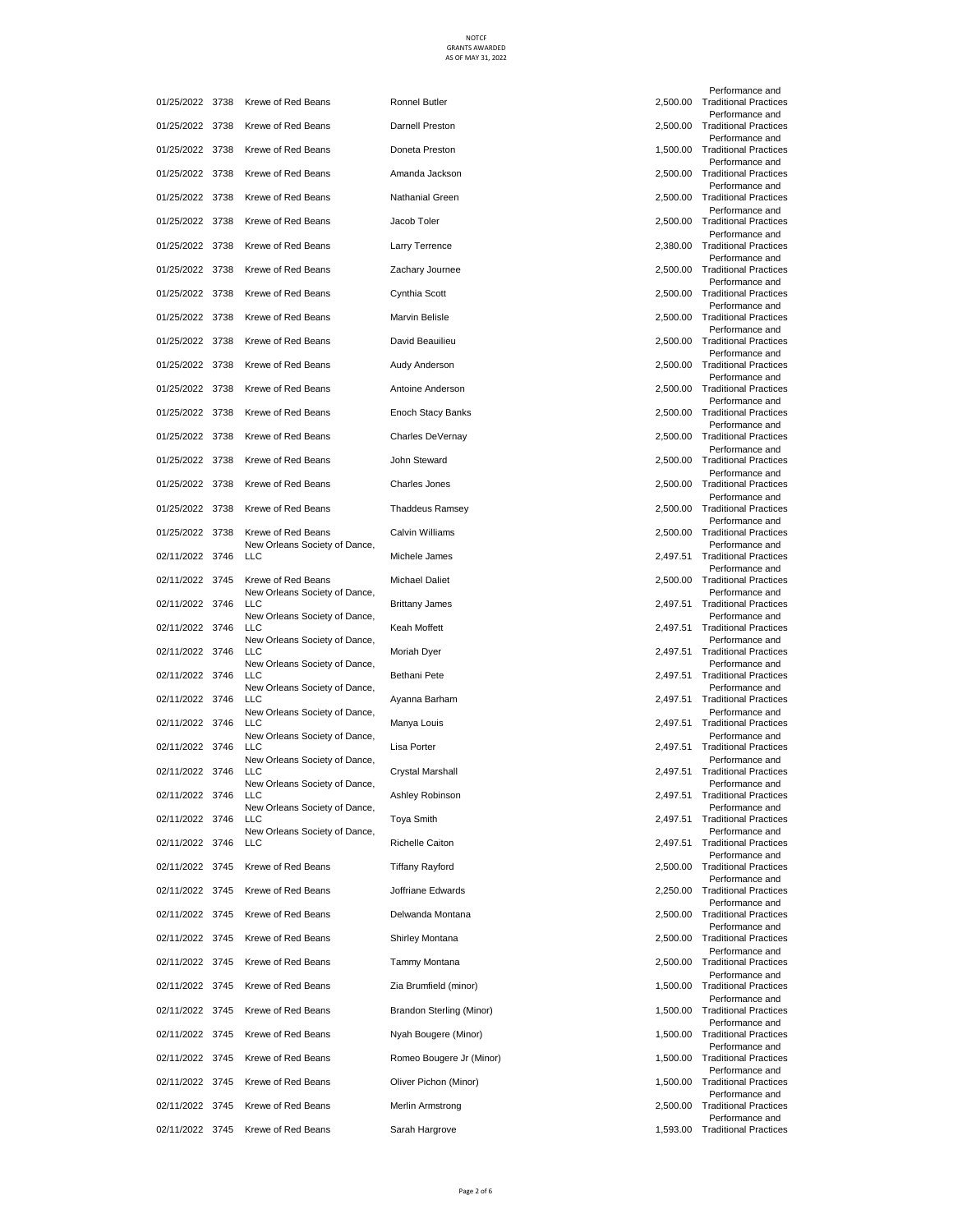NOTCF
GRANTS AWARDED
AS OF MAY 31, 2022

| | | | | | |
|---|---|---|---|---|---|
| 01/25/2022 | 3738 | Krewe of Red Beans | Ronnel Butler | 2,500.00 | Performance and Traditional Practices |
| 01/25/2022 | 3738 | Krewe of Red Beans | Darnell Preston | 2,500.00 | Performance and Traditional Practices |
| 01/25/2022 | 3738 | Krewe of Red Beans | Doneta Preston | 1,500.00 | Performance and Traditional Practices |
| 01/25/2022 | 3738 | Krewe of Red Beans | Amanda Jackson | 2,500.00 | Performance and Traditional Practices |
| 01/25/2022 | 3738 | Krewe of Red Beans | Nathanial Green | 2,500.00 | Performance and Traditional Practices |
| 01/25/2022 | 3738 | Krewe of Red Beans | Jacob Toler | 2,500.00 | Performance and Traditional Practices |
| 01/25/2022 | 3738 | Krewe of Red Beans | Larry Terrence | 2,380.00 | Performance and Traditional Practices |
| 01/25/2022 | 3738 | Krewe of Red Beans | Zachary Journee | 2,500.00 | Performance and Traditional Practices |
| 01/25/2022 | 3738 | Krewe of Red Beans | Cynthia Scott | 2,500.00 | Performance and Traditional Practices |
| 01/25/2022 | 3738 | Krewe of Red Beans | Marvin Belisle | 2,500.00 | Performance and Traditional Practices |
| 01/25/2022 | 3738 | Krewe of Red Beans | David Beauilieu | 2,500.00 | Performance and Traditional Practices |
| 01/25/2022 | 3738 | Krewe of Red Beans | Audy Anderson | 2,500.00 | Performance and Traditional Practices |
| 01/25/2022 | 3738 | Krewe of Red Beans | Antoine Anderson | 2,500.00 | Performance and Traditional Practices |
| 01/25/2022 | 3738 | Krewe of Red Beans | Enoch Stacy Banks | 2,500.00 | Performance and Traditional Practices |
| 01/25/2022 | 3738 | Krewe of Red Beans | Charles DeVernay | 2,500.00 | Performance and Traditional Practices |
| 01/25/2022 | 3738 | Krewe of Red Beans | John Steward | 2,500.00 | Performance and Traditional Practices |
| 01/25/2022 | 3738 | Krewe of Red Beans | Charles Jones | 2,500.00 | Performance and Traditional Practices |
| 01/25/2022 | 3738 | Krewe of Red Beans | Thaddeus Ramsey | 2,500.00 | Performance and Traditional Practices |
| 01/25/2022 | 3738 | Krewe of Red Beans | Calvin Williams | 2,500.00 | Performance and Traditional Practices |
| 02/11/2022 | 3746 | New Orleans Society of Dance, LLC | Michele James | 2,497.51 | Performance and Traditional Practices |
| 02/11/2022 | 3745 | Krewe of Red Beans | Michael Daliet | 2,500.00 | Performance and Traditional Practices |
| 02/11/2022 | 3746 | New Orleans Society of Dance, LLC | Brittany James | 2,497.51 | Performance and Traditional Practices |
| 02/11/2022 | 3746 | New Orleans Society of Dance, LLC | Keah Moffett | 2,497.51 | Performance and Traditional Practices |
| 02/11/2022 | 3746 | New Orleans Society of Dance, LLC | Moriah Dyer | 2,497.51 | Performance and Traditional Practices |
| 02/11/2022 | 3746 | New Orleans Society of Dance, LLC | Bethani Pete | 2,497.51 | Performance and Traditional Practices |
| 02/11/2022 | 3746 | New Orleans Society of Dance, LLC | Ayanna Barham | 2,497.51 | Performance and Traditional Practices |
| 02/11/2022 | 3746 | New Orleans Society of Dance, LLC | Manya Louis | 2,497.51 | Performance and Traditional Practices |
| 02/11/2022 | 3746 | New Orleans Society of Dance, LLC | Lisa Porter | 2,497.51 | Performance and Traditional Practices |
| 02/11/2022 | 3746 | New Orleans Society of Dance, LLC | Crystal Marshall | 2,497.51 | Performance and Traditional Practices |
| 02/11/2022 | 3746 | New Orleans Society of Dance, LLC | Ashley Robinson | 2,497.51 | Performance and Traditional Practices |
| 02/11/2022 | 3746 | New Orleans Society of Dance, LLC | Toya Smith | 2,497.51 | Performance and Traditional Practices |
| 02/11/2022 | 3746 | New Orleans Society of Dance, LLC | Richelle Caiton | 2,497.51 | Performance and Traditional Practices |
| 02/11/2022 | 3745 | Krewe of Red Beans | Tiffany Rayford | 2,500.00 | Performance and Traditional Practices |
| 02/11/2022 | 3745 | Krewe of Red Beans | Joffriane Edwards | 2,250.00 | Performance and Traditional Practices |
| 02/11/2022 | 3745 | Krewe of Red Beans | Delwanda Montana | 2,500.00 | Performance and Traditional Practices |
| 02/11/2022 | 3745 | Krewe of Red Beans | Shirley Montana | 2,500.00 | Performance and Traditional Practices |
| 02/11/2022 | 3745 | Krewe of Red Beans | Tammy Montana | 2,500.00 | Performance and Traditional Practices |
| 02/11/2022 | 3745 | Krewe of Red Beans | Zia Brumfield (minor) | 1,500.00 | Performance and Traditional Practices |
| 02/11/2022 | 3745 | Krewe of Red Beans | Brandon Sterling (Minor) | 1,500.00 | Performance and Traditional Practices |
| 02/11/2022 | 3745 | Krewe of Red Beans | Nyah Bougere (Minor) | 1,500.00 | Performance and Traditional Practices |
| 02/11/2022 | 3745 | Krewe of Red Beans | Romeo Bougere Jr (Minor) | 1,500.00 | Performance and Traditional Practices |
| 02/11/2022 | 3745 | Krewe of Red Beans | Oliver Pichon (Minor) | 1,500.00 | Performance and Traditional Practices |
| 02/11/2022 | 3745 | Krewe of Red Beans | Merlin Armstrong | 2,500.00 | Performance and Traditional Practices |
| 02/11/2022 | 3745 | Krewe of Red Beans | Sarah Hargrove | 1,593.00 | Performance and Traditional Practices |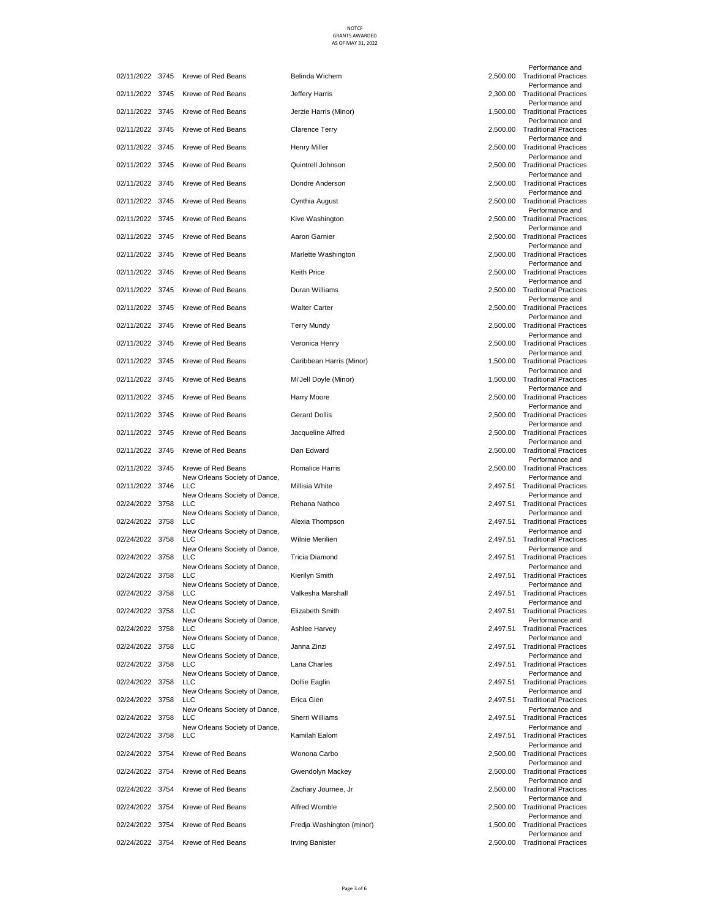NOTCF
GRANTS AWARDED
AS OF MAY 31, 2022

| | | | | | |
|---|---|---|---|---|---|
| 02/11/2022 | 3745 | Krewe of Red Beans | Belinda Wichem | 2,500.00 | Performance and Traditional Practices |
| 02/11/2022 | 3745 | Krewe of Red Beans | Jeffery Harris | 2,300.00 | Performance and Traditional Practices |
| 02/11/2022 | 3745 | Krewe of Red Beans | Jerzie Harris (Minor) | 1,500.00 | Performance and Traditional Practices |
| 02/11/2022 | 3745 | Krewe of Red Beans | Clarence Terry | 2,500.00 | Performance and Traditional Practices |
| 02/11/2022 | 3745 | Krewe of Red Beans | Henry Miller | 2,500.00 | Performance and Traditional Practices |
| 02/11/2022 | 3745 | Krewe of Red Beans | Quintrell Johnson | 2,500.00 | Performance and Traditional Practices |
| 02/11/2022 | 3745 | Krewe of Red Beans | Dondre Anderson | 2,500.00 | Performance and Traditional Practices |
| 02/11/2022 | 3745 | Krewe of Red Beans | Cynthia August | 2,500.00 | Performance and Traditional Practices |
| 02/11/2022 | 3745 | Krewe of Red Beans | Kive Washington | 2,500.00 | Performance and Traditional Practices |
| 02/11/2022 | 3745 | Krewe of Red Beans | Aaron Garnier | 2,500.00 | Performance and Traditional Practices |
| 02/11/2022 | 3745 | Krewe of Red Beans | Marlette Washington | 2,500.00 | Performance and Traditional Practices |
| 02/11/2022 | 3745 | Krewe of Red Beans | Keith Price | 2,500.00 | Performance and Traditional Practices |
| 02/11/2022 | 3745 | Krewe of Red Beans | Duran Williams | 2,500.00 | Performance and Traditional Practices |
| 02/11/2022 | 3745 | Krewe of Red Beans | Walter Carter | 2,500.00 | Performance and Traditional Practices |
| 02/11/2022 | 3745 | Krewe of Red Beans | Terry Mundy | 2,500.00 | Performance and Traditional Practices |
| 02/11/2022 | 3745 | Krewe of Red Beans | Veronica Henry | 2,500.00 | Performance and Traditional Practices |
| 02/11/2022 | 3745 | Krewe of Red Beans | Caribbean Harris (Minor) | 1,500.00 | Performance and Traditional Practices |
| 02/11/2022 | 3745 | Krewe of Red Beans | Mi'Jell Doyle (Minor) | 1,500.00 | Performance and Traditional Practices |
| 02/11/2022 | 3745 | Krewe of Red Beans | Harry Moore | 2,500.00 | Performance and Traditional Practices |
| 02/11/2022 | 3745 | Krewe of Red Beans | Gerard Dollis | 2,500.00 | Performance and Traditional Practices |
| 02/11/2022 | 3745 | Krewe of Red Beans | Jacqueline Alfred | 2,500.00 | Performance and Traditional Practices |
| 02/11/2022 | 3745 | Krewe of Red Beans | Dan Edward | 2,500.00 | Performance and Traditional Practices |
| 02/11/2022 | 3745 | Krewe of Red Beans | Romalice Harris | 2,500.00 | Performance and Traditional Practices |
| 02/11/2022 | 3746 | New Orleans Society of Dance, LLC | Millisia White | 2,497.51 | Performance and Traditional Practices |
| 02/24/2022 | 3758 | New Orleans Society of Dance, LLC | Rehana Nathoo | 2,497.51 | Performance and Traditional Practices |
| 02/24/2022 | 3758 | New Orleans Society of Dance, LLC | Alexia Thompson | 2,497.51 | Performance and Traditional Practices |
| 02/24/2022 | 3758 | New Orleans Society of Dance, LLC | Wilnie Merilien | 2,497.51 | Performance and Traditional Practices |
| 02/24/2022 | 3758 | New Orleans Society of Dance, LLC | Tricia Diamond | 2,497.51 | Performance and Traditional Practices |
| 02/24/2022 | 3758 | New Orleans Society of Dance, LLC | Kierilyn Smith | 2,497.51 | Performance and Traditional Practices |
| 02/24/2022 | 3758 | New Orleans Society of Dance, LLC | Valkesha Marshall | 2,497.51 | Performance and Traditional Practices |
| 02/24/2022 | 3758 | New Orleans Society of Dance, LLC | Elizabeth Smith | 2,497.51 | Performance and Traditional Practices |
| 02/24/2022 | 3758 | New Orleans Society of Dance, LLC | Ashlee Harvey | 2,497.51 | Performance and Traditional Practices |
| 02/24/2022 | 3758 | New Orleans Society of Dance, LLC | Janna Zinzi | 2,497.51 | Performance and Traditional Practices |
| 02/24/2022 | 3758 | New Orleans Society of Dance, LLC | Lana Charles | 2,497.51 | Performance and Traditional Practices |
| 02/24/2022 | 3758 | New Orleans Society of Dance, LLC | Dollie Eaglin | 2,497.51 | Performance and Traditional Practices |
| 02/24/2022 | 3758 | New Orleans Society of Dance, LLC | Erica Glen | 2,497.51 | Performance and Traditional Practices |
| 02/24/2022 | 3758 | New Orleans Society of Dance, LLC | Sherri Williams | 2,497.51 | Performance and Traditional Practices |
| 02/24/2022 | 3758 | New Orleans Society of Dance, LLC | Kamilah Ealom | 2,497.51 | Performance and Traditional Practices |
| 02/24/2022 | 3754 | Krewe of Red Beans | Wonona Carbo | 2,500.00 | Performance and Traditional Practices |
| 02/24/2022 | 3754 | Krewe of Red Beans | Gwendolyn Mackey | 2,500.00 | Performance and Traditional Practices |
| 02/24/2022 | 3754 | Krewe of Red Beans | Zachary Journee, Jr | 2,500.00 | Performance and Traditional Practices |
| 02/24/2022 | 3754 | Krewe of Red Beans | Alfred Womble | 2,500.00 | Performance and Traditional Practices |
| 02/24/2022 | 3754 | Krewe of Red Beans | Fredja Washington (minor) | 1,500.00 | Performance and Traditional Practices |
| 02/24/2022 | 3754 | Krewe of Red Beans | Irving Banister | 2,500.00 | Performance and Traditional Practices |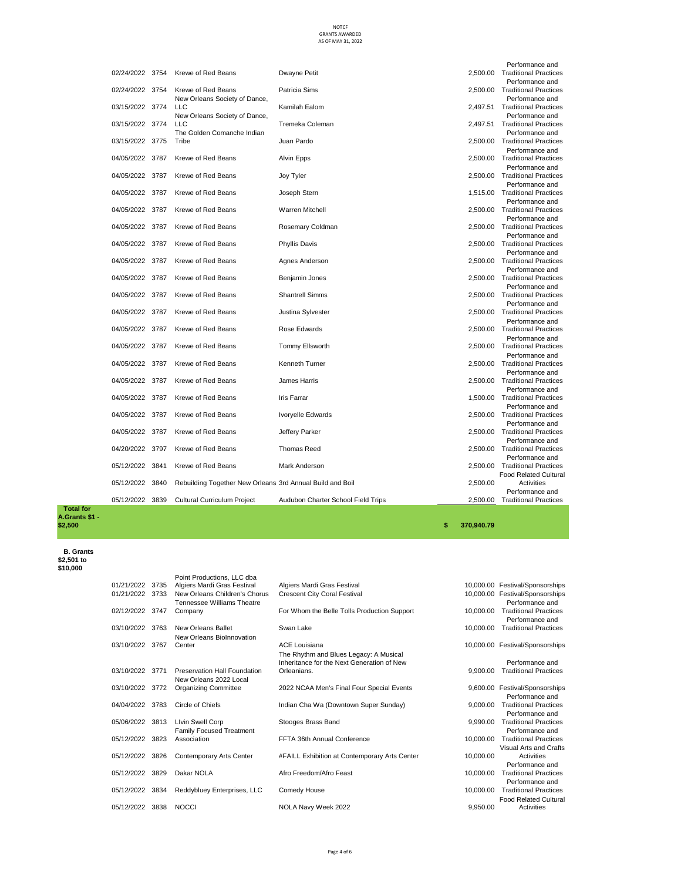NOTCF
GRANTS AWARDED
AS OF MAY 31, 2022

| Date | No. | Grantee | Project | Amount | Category |
|---|---|---|---|---|---|
| 02/24/2022 | 3754 | Krewe of Red Beans | Dwayne Petit | 2,500.00 | Performance and Traditional Practices |
| 02/24/2022 | 3754 | Krewe of Red Beans | Patricia Sims | 2,500.00 | Performance and Traditional Practices |
| 03/15/2022 | 3774 | New Orleans Society of Dance, LLC | Kamilah Ealom | 2,497.51 | Performance and Traditional Practices |
| 03/15/2022 | 3774 | New Orleans Society of Dance, LLC | Tremeka Coleman | 2,497.51 | Performance and Traditional Practices |
| 03/15/2022 | 3775 | The Golden Comanche Indian Tribe | Juan Pardo | 2,500.00 | Performance and Traditional Practices |
| 04/05/2022 | 3787 | Krewe of Red Beans | Alvin Epps | 2,500.00 | Performance and Traditional Practices |
| 04/05/2022 | 3787 | Krewe of Red Beans | Joy Tyler | 2,500.00 | Performance and Traditional Practices |
| 04/05/2022 | 3787 | Krewe of Red Beans | Joseph Stern | 1,515.00 | Performance and Traditional Practices |
| 04/05/2022 | 3787 | Krewe of Red Beans | Warren Mitchell | 2,500.00 | Performance and Traditional Practices |
| 04/05/2022 | 3787 | Krewe of Red Beans | Rosemary Coldman | 2,500.00 | Performance and Traditional Practices |
| 04/05/2022 | 3787 | Krewe of Red Beans | Phyllis Davis | 2,500.00 | Performance and Traditional Practices |
| 04/05/2022 | 3787 | Krewe of Red Beans | Agnes Anderson | 2,500.00 | Performance and Traditional Practices |
| 04/05/2022 | 3787 | Krewe of Red Beans | Benjamin Jones | 2,500.00 | Performance and Traditional Practices |
| 04/05/2022 | 3787 | Krewe of Red Beans | Shantrell Simms | 2,500.00 | Performance and Traditional Practices |
| 04/05/2022 | 3787 | Krewe of Red Beans | Justina Sylvester | 2,500.00 | Performance and Traditional Practices |
| 04/05/2022 | 3787 | Krewe of Red Beans | Rose Edwards | 2,500.00 | Performance and Traditional Practices |
| 04/05/2022 | 3787 | Krewe of Red Beans | Tommy Ellsworth | 2,500.00 | Performance and Traditional Practices |
| 04/05/2022 | 3787 | Krewe of Red Beans | Kenneth Turner | 2,500.00 | Performance and Traditional Practices |
| 04/05/2022 | 3787 | Krewe of Red Beans | James Harris | 2,500.00 | Performance and Traditional Practices |
| 04/05/2022 | 3787 | Krewe of Red Beans | Iris Farrar | 1,500.00 | Performance and Traditional Practices |
| 04/05/2022 | 3787 | Krewe of Red Beans | Ivoryelle Edwards | 2,500.00 | Performance and Traditional Practices |
| 04/05/2022 | 3787 | Krewe of Red Beans | Jeffery Parker | 2,500.00 | Performance and Traditional Practices |
| 04/20/2022 | 3797 | Krewe of Red Beans | Thomas Reed | 2,500.00 | Performance and Traditional Practices |
| 05/12/2022 | 3841 | Krewe of Red Beans | Mark Anderson | 2,500.00 | Performance and Traditional Practices |
| 05/12/2022 | 3840 | Rebuilding Together New Orleans | 3rd Annual Build and Boil | 2,500.00 | Food Related Cultural Activities |
| 05/12/2022 | 3839 | Cultural Curriculum Project | Audubon Charter School Field Trips | 2,500.00 | Performance and Traditional Practices |
| **Total for A.Grants $1 - $2,500** | | | | **$ 370,940.79** | |

**B. Grants $2,501 to $10,000**

| Date | No. | Grantee | Project | Amount | Category |
|---|---|---|---|---|---|
| 01/21/2022 | 3735 | Point Productions, LLC dba Algiers Mardi Gras Festival | Algiers Mardi Gras Festival | 10,000.00 | Festival/Sponsorships |
| 01/21/2022 | 3733 | New Orleans Children's Chorus | Crescent City Coral Festival | 10,000.00 | Festival/Sponsorships |
| 02/12/2022 | 3747 | Tennessee Williams Theatre Company | For Whom the Belle Tolls Production Support | 10,000.00 | Performance and Traditional Practices |
| 03/10/2022 | 3763 | New Orleans Ballet | Swan Lake | 10,000.00 | Performance and Traditional Practices |
| 03/10/2022 | 3767 | New Orleans BioInnovation Center | ACE Louisiana | 10,000.00 | Festival/Sponsorships |
| 03/10/2022 | 3771 | Preservation Hall Foundation | The Rhythm and Blues Legacy: A Musical Inheritance for the Next Generation of New Orleanians. | 9,900.00 | Performance and Traditional Practices |
| 03/10/2022 | 3772 | New Orleans 2022 Local Organizing Committee | 2022 NCAA Men's Final Four Special Events | 9,600.00 | Festival/Sponsorships |
| 04/04/2022 | 3783 | Circle of Chiefs | Indian Cha Wa (Downtown Super Sunday) | 9,000.00 | Performance and Traditional Practices |
| 05/06/2022 | 3813 | LIvin Swell Corp | Stooges Brass Band | 9,990.00 | Performance and Traditional Practices |
| 05/12/2022 | 3823 | Family Focused Treatment Association | FFTA 36th Annual Conference | 10,000.00 | Performance and Traditional Practices |
| 05/12/2022 | 3826 | Contemporary Arts Center | #FAILL Exhibition at Contemporary Arts Center | 10,000.00 | Visual Arts and Crafts Activities |
| 05/12/2022 | 3829 | Dakar NOLA | Afro Freedom/Afro Feast | 10,000.00 | Performance and Traditional Practices |
| 05/12/2022 | 3834 | Reddybluey Enterprises, LLC | Comedy House | 10,000.00 | Performance and Traditional Practices |
| 05/12/2022 | 3838 | NOCCI | NOLA Navy Week 2022 | 9,950.00 | Food Related Cultural Activities |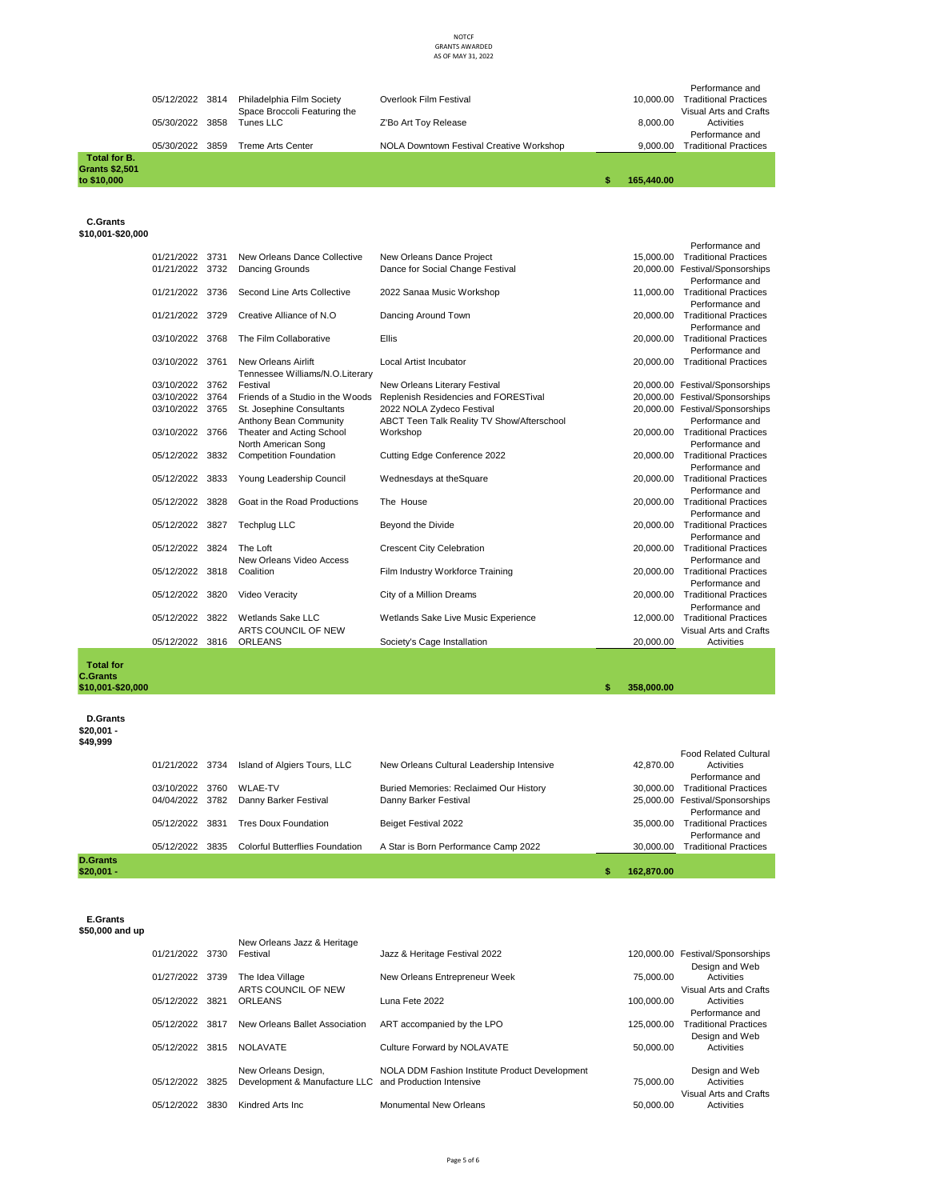NOTCF
GRANTS AWARDED
AS OF MAY 31, 2022

| Category | Date | No. | Grantee | Project | Amount | Type |
|---|---|---|---|---|---|---|
| | 05/12/2022 | 3814 | Philadelphia Film Society | Overlook Film Festival | 10,000.00 | Performance and Traditional Practices |
| | 05/30/2022 | 3858 | Space Broccoli Featuring the Tunes LLC | Z'Bo Art Toy Release | 8,000.00 | Visual Arts and Crafts Activities |
| | 05/30/2022 | 3859 | Treme Arts Center | NOLA Downtown Festival Creative Workshop | 9,000.00 | Performance and Traditional Practices |
| **Total for B. Grants $2,501 to $10,000** | | | | | **$ 165,440.00** | |

**C.Grants $10,001-$20,000**

| Date | No. | Grantee | Project | Amount | Type |
|---|---|---|---|---|---|
| 01/21/2022 | 3731 | New Orleans Dance Collective | New Orleans Dance Project | 15,000.00 | Performance and Traditional Practices |
| 01/21/2022 | 3732 | Dancing Grounds | Dance for Social Change Festival | 20,000.00 | Festival/Sponsorships |
| 01/21/2022 | 3736 | Second Line Arts Collective | 2022 Sanaa Music Workshop | 11,000.00 | Performance and Traditional Practices |
| 01/21/2022 | 3729 | Creative Alliance of N.O | Dancing Around Town | 20,000.00 | Performance and Traditional Practices |
| 03/10/2022 | 3768 | The Film Collaborative | Ellis | 20,000.00 | Performance and Traditional Practices |
| 03/10/2022 | 3761 | New Orleans Airlift | Local Artist Incubator | 20,000.00 | Performance and Traditional Practices |
| 03/10/2022 | 3762 | Tennessee Williams/N.O.Literary Festival | New Orleans Literary Festival | 20,000.00 | Festival/Sponsorships |
| 03/10/2022 | 3764 | Friends of a Studio in the Woods | Replenish Residencies and FORESTival | 20,000.00 | Festival/Sponsorships |
| 03/10/2022 | 3765 | St. Josephine Consultants | 2022 NOLA Zydeco Festival | 20,000.00 | Festival/Sponsorships |
| 03/10/2022 | 3766 | Anthony Bean Community Theater and Acting School | ABCT Teen Talk Reality TV Show/Afterschool Workshop | 20,000.00 | Performance and Traditional Practices |
| 05/12/2022 | 3832 | North American Song Competition Foundation | Cutting Edge Conference 2022 | 20,000.00 | Performance and Traditional Practices |
| 05/12/2022 | 3833 | Young Leadership Council | Wednesdays at theSquare | 20,000.00 | Performance and Traditional Practices |
| 05/12/2022 | 3828 | Goat in the Road Productions | The House | 20,000.00 | Performance and Traditional Practices |
| 05/12/2022 | 3827 | Techplug LLC | Beyond the Divide | 20,000.00 | Performance and Traditional Practices |
| 05/12/2022 | 3824 | The Loft | Crescent City Celebration | 20,000.00 | Performance and Traditional Practices |
| 05/12/2022 | 3818 | New Orleans Video Access Coalition | Film Industry Workforce Training | 20,000.00 | Performance and Traditional Practices |
| 05/12/2022 | 3820 | Video Veracity | City of a Million Dreams | 20,000.00 | Performance and Traditional Practices |
| 05/12/2022 | 3822 | Wetlands Sake LLC | Wetlands Sake Live Music Experience | 12,000.00 | Performance and Traditional Practices |
| 05/12/2022 | 3816 | ARTS COUNCIL OF NEW ORLEANS | Society's Cage Installation | 20,000.00 | Visual Arts and Crafts Activities |
| **Total for C.Grants $10,001-$20,000** | | | | **$ 358,000.00** | |

**D.Grants $20,001 - $49,999**

| Date | No. | Grantee | Project | Amount | Type |
|---|---|---|---|---|---|
| 01/21/2022 | 3734 | Island of Algiers Tours, LLC | New Orleans Cultural Leadership Intensive | 42,870.00 | Food Related Cultural Activities |
| 03/10/2022 | 3760 | WLAE-TV | Buried Memories: Reclaimed Our History | 30,000.00 | Performance and Traditional Practices |
| 04/04/2022 | 3782 | Danny Barker Festival | Danny Barker Festival | 25,000.00 | Festival/Sponsorships |
| 05/12/2022 | 3831 | Tres Doux Foundation | Beiget Festival 2022 | 35,000.00 | Performance and Traditional Practices |
| 05/12/2022 | 3835 | Colorful Butterflies Foundation | A Star is Born Performance Camp 2022 | 30,000.00 | Performance and Traditional Practices |
| **D.Grants $20,001 -** | | | | **$ 162,870.00** | |

**E.Grants $50,000 and up**

| Date | No. | Grantee | Project | Amount | Type |
|---|---|---|---|---|---|
| 01/21/2022 | 3730 | New Orleans Jazz & Heritage Festival | Jazz & Heritage Festival 2022 | 120,000.00 | Festival/Sponsorships |
| 01/27/2022 | 3739 | The Idea Village | New Orleans Entrepreneur Week | 75,000.00 | Design and Web Activities |
| 05/12/2022 | 3821 | ARTS COUNCIL OF NEW ORLEANS | Luna Fete 2022 | 100,000.00 | Visual Arts and Crafts Activities |
| 05/12/2022 | 3817 | New Orleans Ballet Association | ART accompanied by the LPO | 125,000.00 | Performance and Traditional Practices |
| 05/12/2022 | 3815 | NOLAVATE | Culture Forward by NOLAVATE | 50,000.00 | Design and Web Activities |
| 05/12/2022 | 3825 | New Orleans Design, Development & Manufacture LLC | NOLA DDM Fashion Institute Product Development and Production Intensive | 75,000.00 | Design and Web Activities |
| 05/12/2022 | 3830 | Kindred Arts Inc | Monumental New Orleans | 50,000.00 | Visual Arts and Crafts Activities |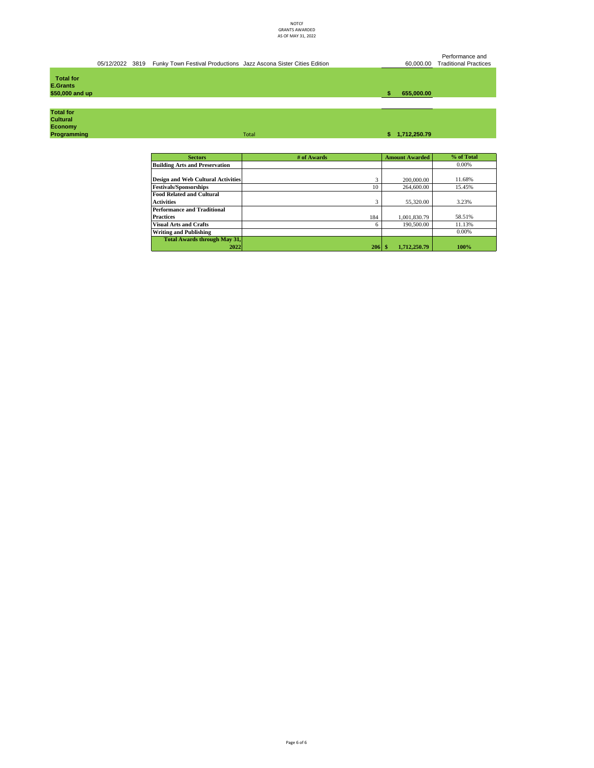NOTCF
GRANTS AWARDED
AS OF MAY 31, 2022

| | | | | | |
|---|---|---|---|---|---|
| 05/12/2022 | 3819 | Funky Town Festival Productions | Jazz Ascona Sister Cities Edition | 60,000.00 | Performance and Traditional Practices |

**Total for E.Grants $50,000 and up** — **$ 655,000.00**

**Total for Cultural Economy Programming** — Total — **$ 1,712,250.79**

| Sectors | # of Awards | Amount Awarded | % of Total |
|---|---|---|---|
| **Building Arts and Preservation** | | | 0.00% |
| **Design and Web Cultural Activities** | 3 | 200,000.00 | 11.68% |
| **Festivals/Sponsorships** | 10 | 264,600.00 | 15.45% |
| **Food Related and Cultural Activities** | 3 | 55,320.00 | 3.23% |
| **Performance and Traditional Practices** | 184 | 1,001,830.79 | 58.51% |
| **Visual Arts and Crafts** | 6 | 190,500.00 | 11.13% |
| **Writing and Publishing** | | | 0.00% |
| **Total Awards through May 31, 2022** | **206** | **$ 1,712,250.79** | **100%** |